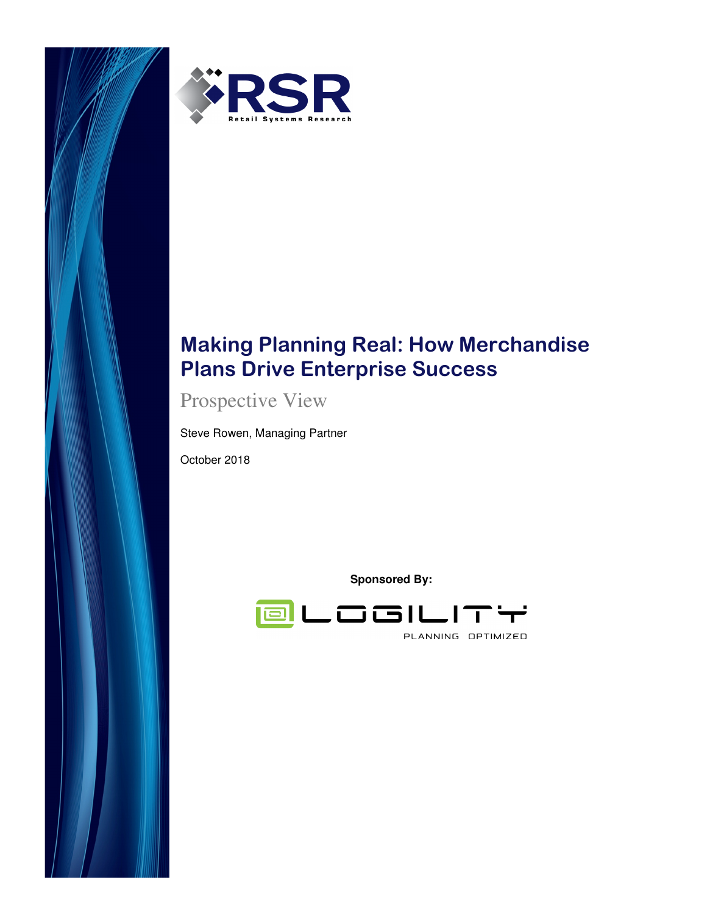RSR

Retail Systems Research

# Making Planning Real: How Merchandise Plans Drive Enterprise Success

## Prospective View

Steve Rowen, Managing Partner

October 2018

**Sponsored By:**

LOGILITY

PLANNING OPTIMIZED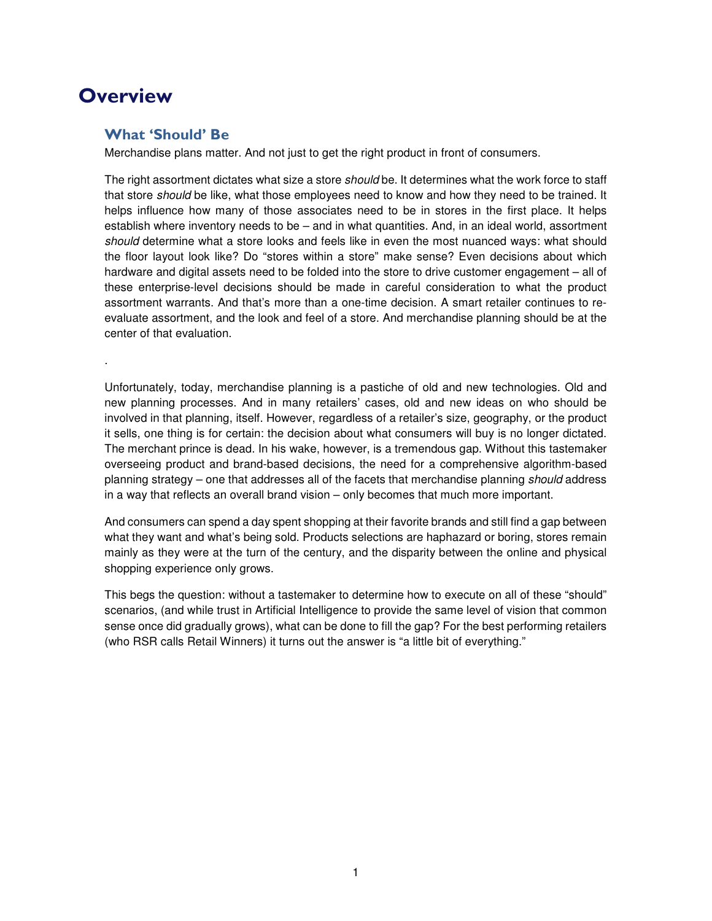# Overview

## What 'Should' Be

Merchandise plans matter. And not just to get the right product in front of consumers.

The right assortment dictates what size a store *should* be. It determines what the work force to staff that store *should* be like, what those employees need to know and how they need to be trained. It helps influence how many of those associates need to be in stores in the first place. It helps establish where inventory needs to be – and in what quantities. And, in an ideal world, assortment *should* determine what a store looks and feels like in even the most nuanced ways: what should the floor layout look like? Do "stores within a store" make sense? Even decisions about which hardware and digital assets need to be folded into the store to drive customer engagement – all of these enterprise-level decisions should be made in careful consideration to what the product assortment warrants. And that's more than a one-time decision. A smart retailer continues to re-evaluate assortment, and the look and feel of a store. And merchandise planning should be at the center of that evaluation.

.

Unfortunately, today, merchandise planning is a pastiche of old and new technologies. Old and new planning processes. And in many retailers' cases, old and new ideas on who should be involved in that planning, itself. However, regardless of a retailer's size, geography, or the product it sells, one thing is for certain: the decision about what consumers will buy is no longer dictated. The merchant prince is dead. In his wake, however, is a tremendous gap. Without this tastemaker overseeing product and brand-based decisions, the need for a comprehensive algorithm-based planning strategy – one that addresses all of the facets that merchandise planning *should* address in a way that reflects an overall brand vision – only becomes that much more important.

And consumers can spend a day spent shopping at their favorite brands and still find a gap between what they want and what's being sold. Products selections are haphazard or boring, stores remain mainly as they were at the turn of the century, and the disparity between the online and physical shopping experience only grows.

This begs the question: without a tastemaker to determine how to execute on all of these "should" scenarios, (and while trust in Artificial Intelligence to provide the same level of vision that common sense once did gradually grows), what can be done to fill the gap? For the best performing retailers (who RSR calls Retail Winners) it turns out the answer is "a little bit of everything."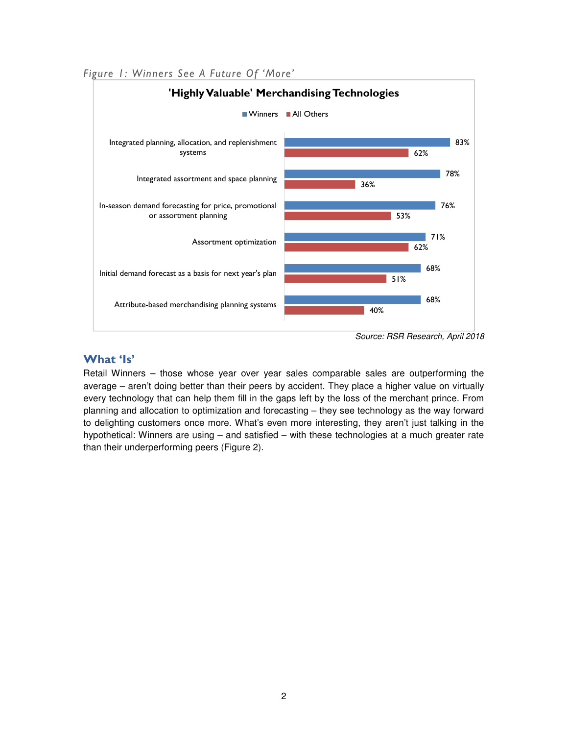*Figure 1: Winners See A Future Of 'More'*

**'Highly Valuable' Merchandising Technologies**

| | Winners | All Others |
|---|---|---|
| Integrated planning, allocation, and replenishment systems | 83% | 62% |
| Integrated assortment and space planning | 78% | 36% |
| In-season demand forecasting for price, promotional or assortment planning | 76% | 53% |
| Assortment optimization | 71% | 62% |
| Initial demand forecast as a basis for next year's plan | 68% | 51% |
| Attribute-based merchandising planning systems | 68% | 40% |

*Source: RSR Research, April 2018*

## What 'Is'

Retail Winners – those whose year over year sales comparable sales are outperforming the average – aren't doing better than their peers by accident. They place a higher value on virtually every technology that can help them fill in the gaps left by the loss of the merchant prince. From planning and allocation to optimization and forecasting – they see technology as the way forward to delighting customers once more. What's even more interesting, they aren't just talking in the hypothetical: Winners are using – and satisfied – with these technologies at a much greater rate than their underperforming peers (Figure 2).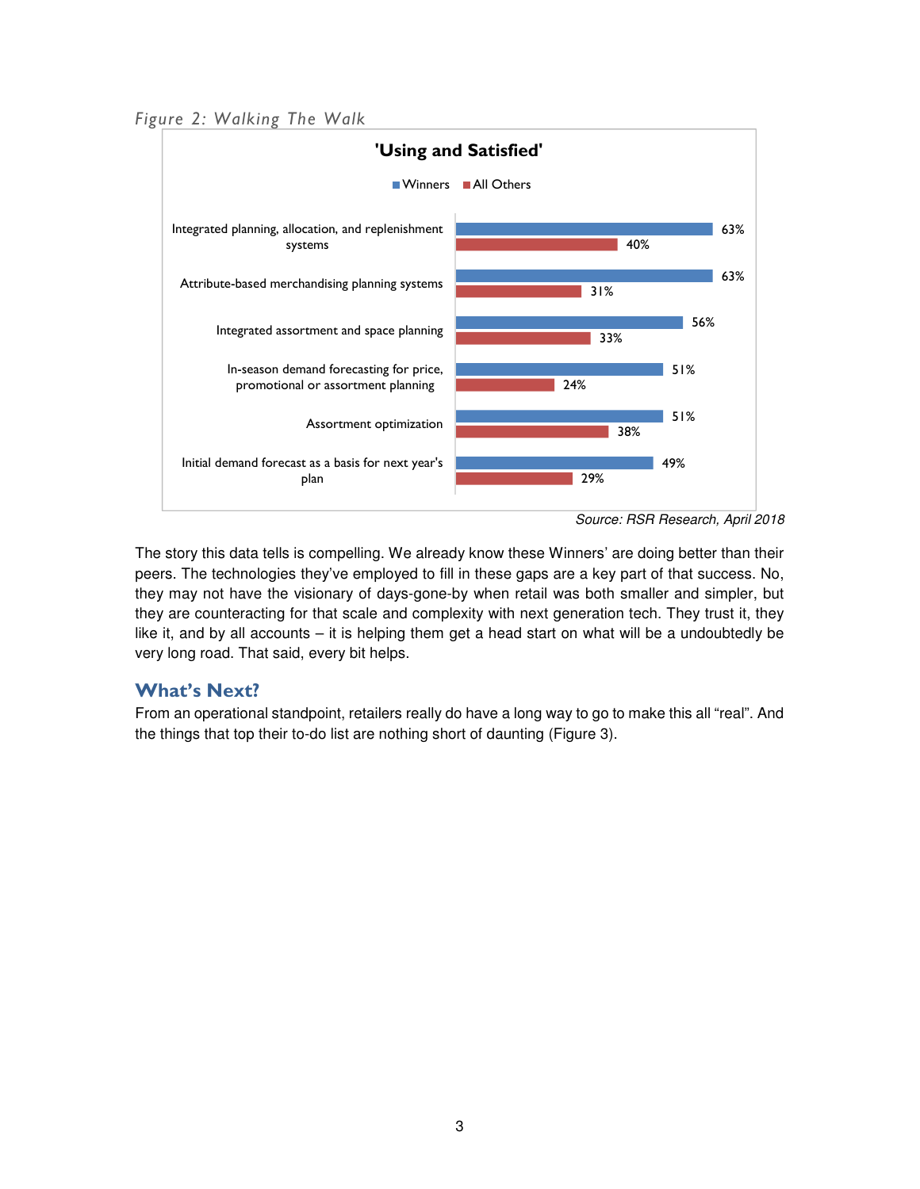*Figure 2: Walking The Walk*

**'Using and Satisfied'**

| | Winners | All Others |
|---|---|---|
| Integrated planning, allocation, and replenishment systems | 63% | 40% |
| Attribute-based merchandising planning systems | 63% | 31% |
| Integrated assortment and space planning | 56% | 33% |
| In-season demand forecasting for price, promotional or assortment planning | 51% | 24% |
| Assortment optimization | 51% | 38% |
| Initial demand forecast as a basis for next year's plan | 49% | 29% |

*Source: RSR Research, April 2018*

The story this data tells is compelling. We already know these Winners' are doing better than their peers. The technologies they've employed to fill in these gaps are a key part of that success. No, they may not have the visionary of days-gone-by when retail was both smaller and simpler, but they are counteracting for that scale and complexity with next generation tech. They trust it, they like it, and by all accounts – it is helping them get a head start on what will be a undoubtedly be very long road. That said, every bit helps.

## What's Next?

From an operational standpoint, retailers really do have a long way to go to make this all "real". And the things that top their to-do list are nothing short of daunting (Figure 3).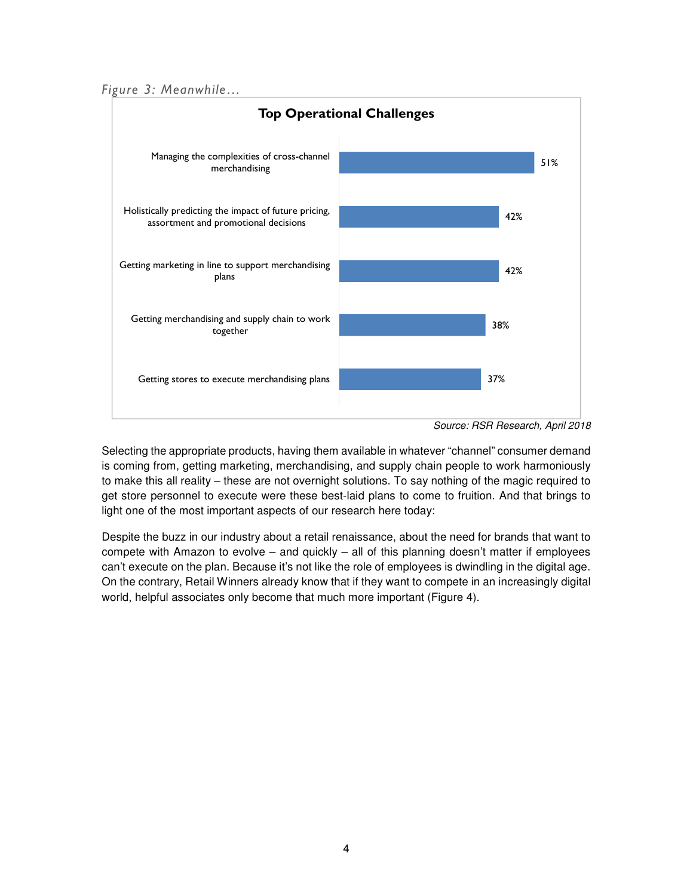*Figure 3: Meanwhile…*

**Top Operational Challenges**

| Challenge | % |
|---|---|
| Managing the complexities of cross-channel merchandising | 51% |
| Holistically predicting the impact of future pricing, assortment and promotional decisions | 42% |
| Getting marketing in line to support merchandising plans | 42% |
| Getting merchandising and supply chain to work together | 38% |
| Getting stores to execute merchandising plans | 37% |

*Source: RSR Research, April 2018*

Selecting the appropriate products, having them available in whatever "channel" consumer demand is coming from, getting marketing, merchandising, and supply chain people to work harmoniously to make this all reality – these are not overnight solutions. To say nothing of the magic required to get store personnel to execute were these best-laid plans to come to fruition. And that brings to light one of the most important aspects of our research here today:

Despite the buzz in our industry about a retail renaissance, about the need for brands that want to compete with Amazon to evolve – and quickly – all of this planning doesn't matter if employees can't execute on the plan. Because it's not like the role of employees is dwindling in the digital age. On the contrary, Retail Winners already know that if they want to compete in an increasingly digital world, helpful associates only become that much more important (Figure 4).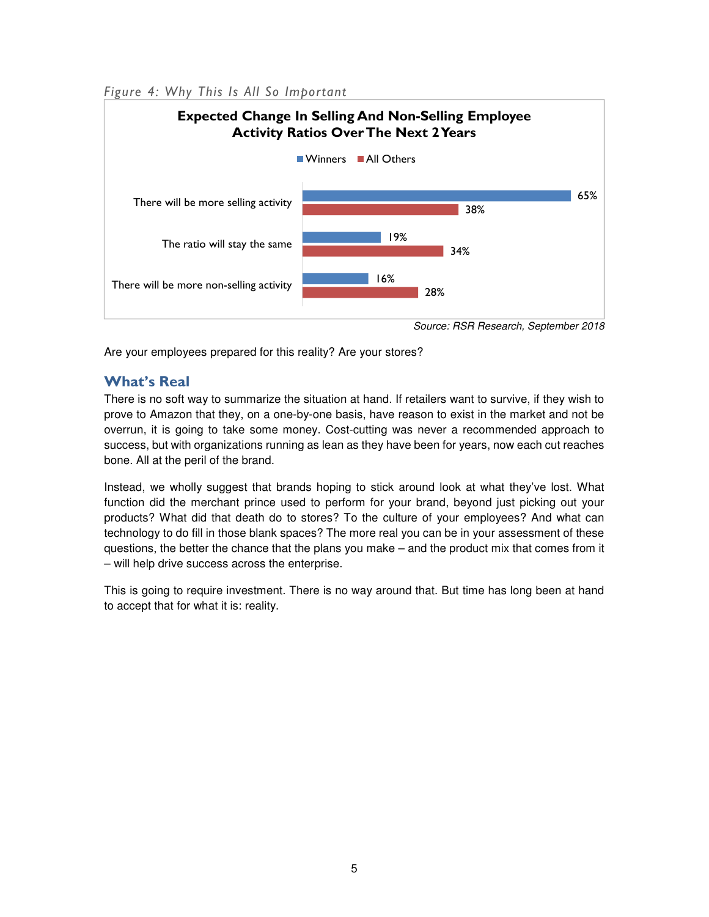*Figure 4: Why This Is All So Important*

**Expected Change In Selling And Non-Selling Employee Activity Ratios Over The Next 2 Years**

| | Winners | All Others |
|---|---|---|
| There will be more selling activity | 65% | 38% |
| The ratio will stay the same | 19% | 34% |
| There will be more non-selling activity | 16% | 28% |

*Source: RSR Research, September 2018*

Are your employees prepared for this reality? Are your stores?

## What's Real

There is no soft way to summarize the situation at hand. If retailers want to survive, if they wish to prove to Amazon that they, on a one-by-one basis, have reason to exist in the market and not be overrun, it is going to take some money. Cost-cutting was never a recommended approach to success, but with organizations running as lean as they have been for years, now each cut reaches bone. All at the peril of the brand.

Instead, we wholly suggest that brands hoping to stick around look at what they've lost. What function did the merchant prince used to perform for your brand, beyond just picking out your products? What did that death do to stores? To the culture of your employees? And what can technology to do fill in those blank spaces? The more real you can be in your assessment of these questions, the better the chance that the plans you make – and the product mix that comes from it – will help drive success across the enterprise.

This is going to require investment. There is no way around that. But time has long been at hand to accept that for what it is: reality.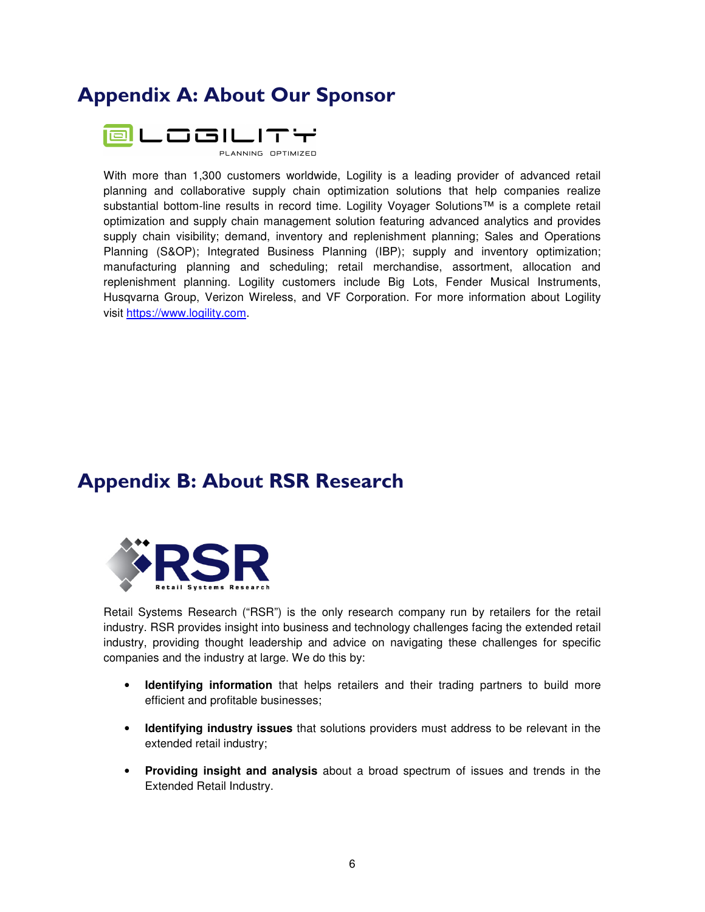## Appendix A: About Our Sponsor

With more than 1,300 customers worldwide, Logility is a leading provider of advanced retail planning and collaborative supply chain optimization solutions that help companies realize substantial bottom-line results in record time. Logility Voyager Solutions™ is a complete retail optimization and supply chain management solution featuring advanced analytics and provides supply chain visibility; demand, inventory and replenishment planning; Sales and Operations Planning (S&OP); Integrated Business Planning (IBP); supply and inventory optimization; manufacturing planning and scheduling; retail merchandise, assortment, allocation and replenishment planning. Logility customers include Big Lots, Fender Musical Instruments, Husqvarna Group, Verizon Wireless, and VF Corporation. For more information about Logility visit [https://www.logility.com](https://www.logility.com).

## Appendix B: About RSR Research

Retail Systems Research ("RSR") is the only research company run by retailers for the retail industry. RSR provides insight into business and technology challenges facing the extended retail industry, providing thought leadership and advice on navigating these challenges for specific companies and the industry at large. We do this by:

- **Identifying information** that helps retailers and their trading partners to build more efficient and profitable businesses;
- **Identifying industry issues** that solutions providers must address to be relevant in the extended retail industry;
- **Providing insight and analysis** about a broad spectrum of issues and trends in the Extended Retail Industry.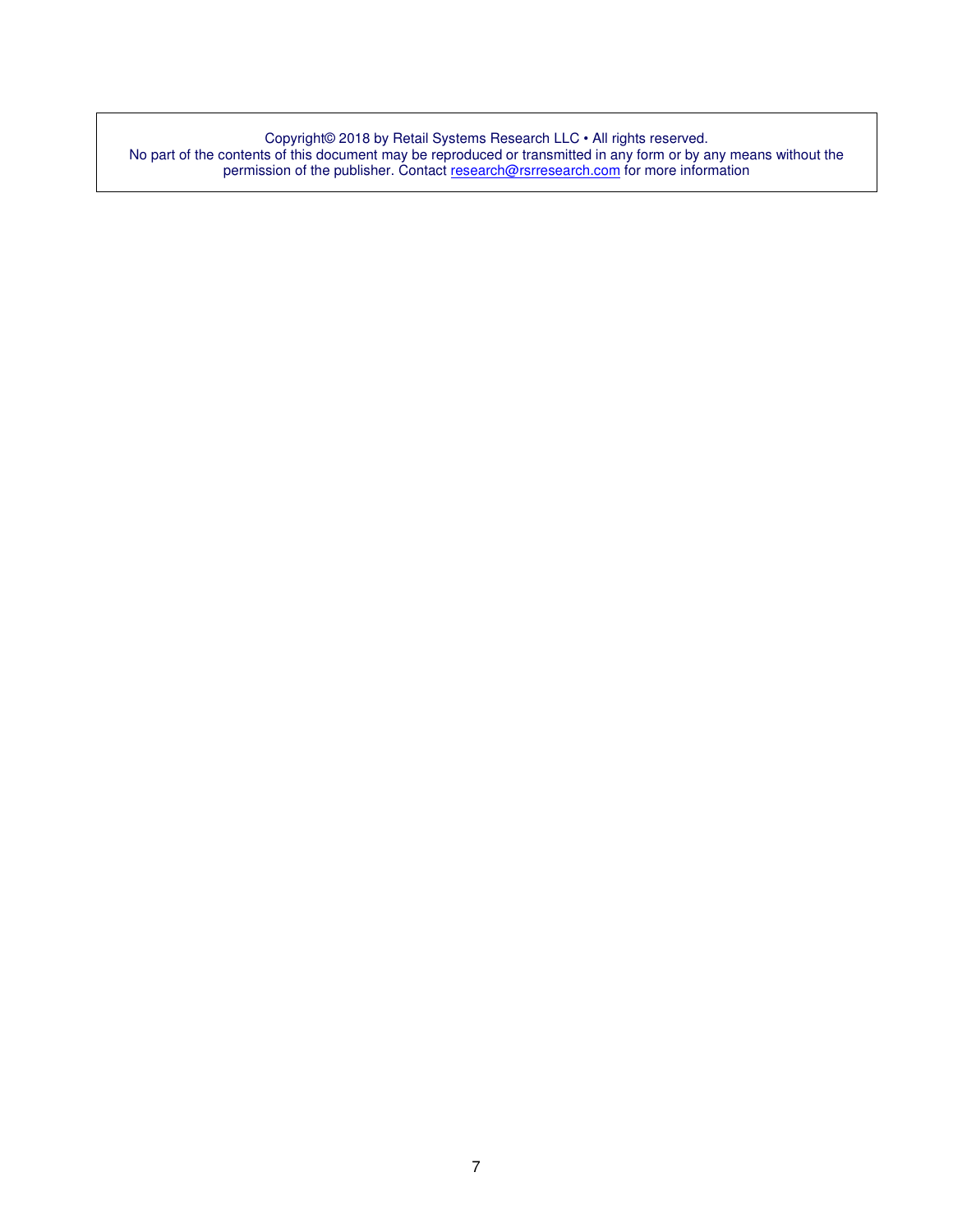Copyright© 2018 by Retail Systems Research LLC • All rights reserved.
No part of the contents of this document may be reproduced or transmitted in any form or by any means without the permission of the publisher. Contact research@rsrresearch.com for more information